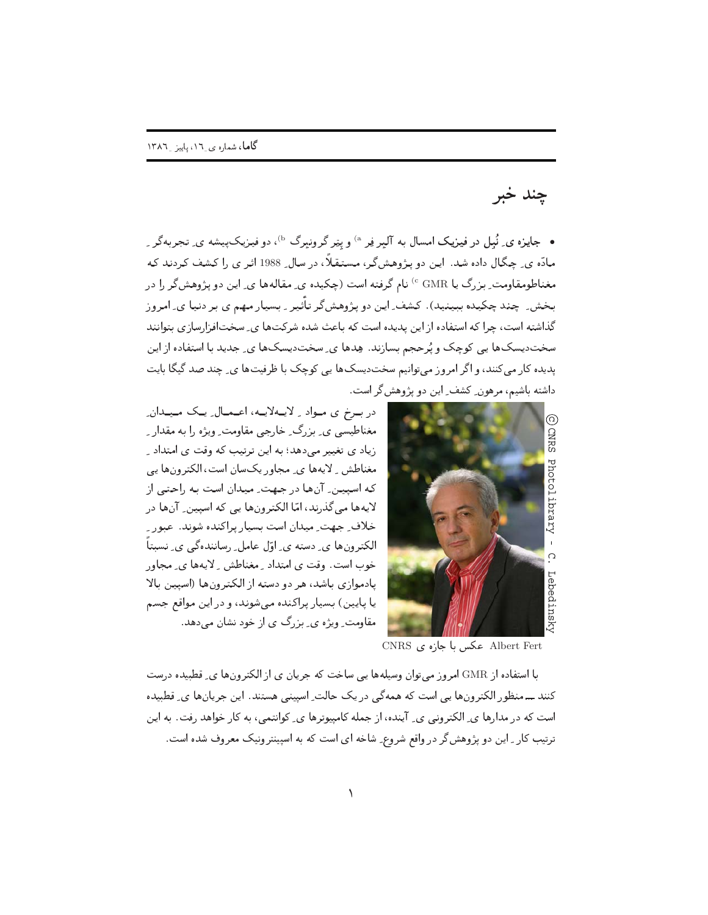# چند خبر

• **جایزه ی ِ نُبِل در فیزیک** امسال به آلبِر فِر [a] و پِتِر گرونبِرگ [b]، دو فیزیک‌پیشه ی ِ تجربه‌گر ِ مادّه ی ِ چگال داده شد. این دو پژوهش‌گر، مستقلاً، در سال ِ 1988 اثر ی را کشف کردند که مغناطومقاومت ِ بزرگ یا GMR [c] نام گرفته است (چکیده ی ِ مقاله‌ها ی ِ این دو پژوهش‌گر را در بخش ِ چند چکیده ببینید). کشف ِ این دو پژوهش‌گر تأثیر ِ بسیار مهم ی بر دنیا ی ِ امروز گذاشته است، چرا که استفاده از این پدیده است که باعث شده شرکت‌ها ی ِ سخت‌افزارسازی بتوانند سخت‌دیسک‌ها یی کوچک و پُرحجم بسازند. هِدها ی ِ سخت‌دیسک‌ها ی ِ جدید با استفاده از این پدیده کار می‌کنند، و اگر امروز می‌توانیم سخت‌دیسک‌ها یی کوچک با ظرفیت‌ها ی ِ چند صد گیگا بایت داشته باشیم، مرهون ِ کشف ِ این دو پژوهش‌گر است.

در برخ ی مواد ِ لایه‌لایه، اعمال ِ یک میدان ِ مغناطیسی ی ِ بزرگ ِ خارجی مقاومت ِ ویژه را به مقدار ِ زیاد ی تغییر می‌دهد؛ به این ترتیب که وقت ی امتداد ِ مغناطش ِ لایه‌ها ی ِ مجاور یک‌سان است، الکترون‌ها یی که اسپین ِ آن‌ها در جهت ِ میدان است به راحتی از لایه‌ها می‌گذرند، امّا الکترون‌ها یی که اسپین ِ آن‌ها در خلاف ِ جهت ِ میدان است بسیار پراکنده شوند. عبور ِ الکترون‌ها ی ِ دسته ی ِ اوّل عامل ِ رسانندگی ی ِ نسبتاً خوب است. وقت ی امتداد ِ مغناطش ِ لایه‌ها ی ِ مجاور پادموازی باشد، هر دو دسته از الکترون‌ها (اسپین بالا یا پایین) بسیار پراکنده می‌شوند، و در این مواقع جسم مقاومت ِ ویژه ی ِ بزرگ ی از خود نشان می‌دهد.

© CNRS Photolibrary - C. Lebedinsky

Albert Fert عکس با جازه ی CNRS

با استفاده از GMR امروز می‌توان وسیله‌ها یی ساخت که جریان ی از الکترون‌ها ی ِ قطبیده درست کنند ـــ منظور الکترون‌ها یی است که همه‌گی در یک حالت ِ اسپینی هستند. این جریان‌ها ی ِ قطبیده است که در مدارها ی ِ الکترونی ی ِ آینده، از جمله کامپیوترها ی ِ کوانتمی، به کار خواهد رفت. به این ترتیب کار ِ این دو پژوهش‌گر در واقع شروع ِ شاخه ای است که به اسپینترونیک معروف شده است.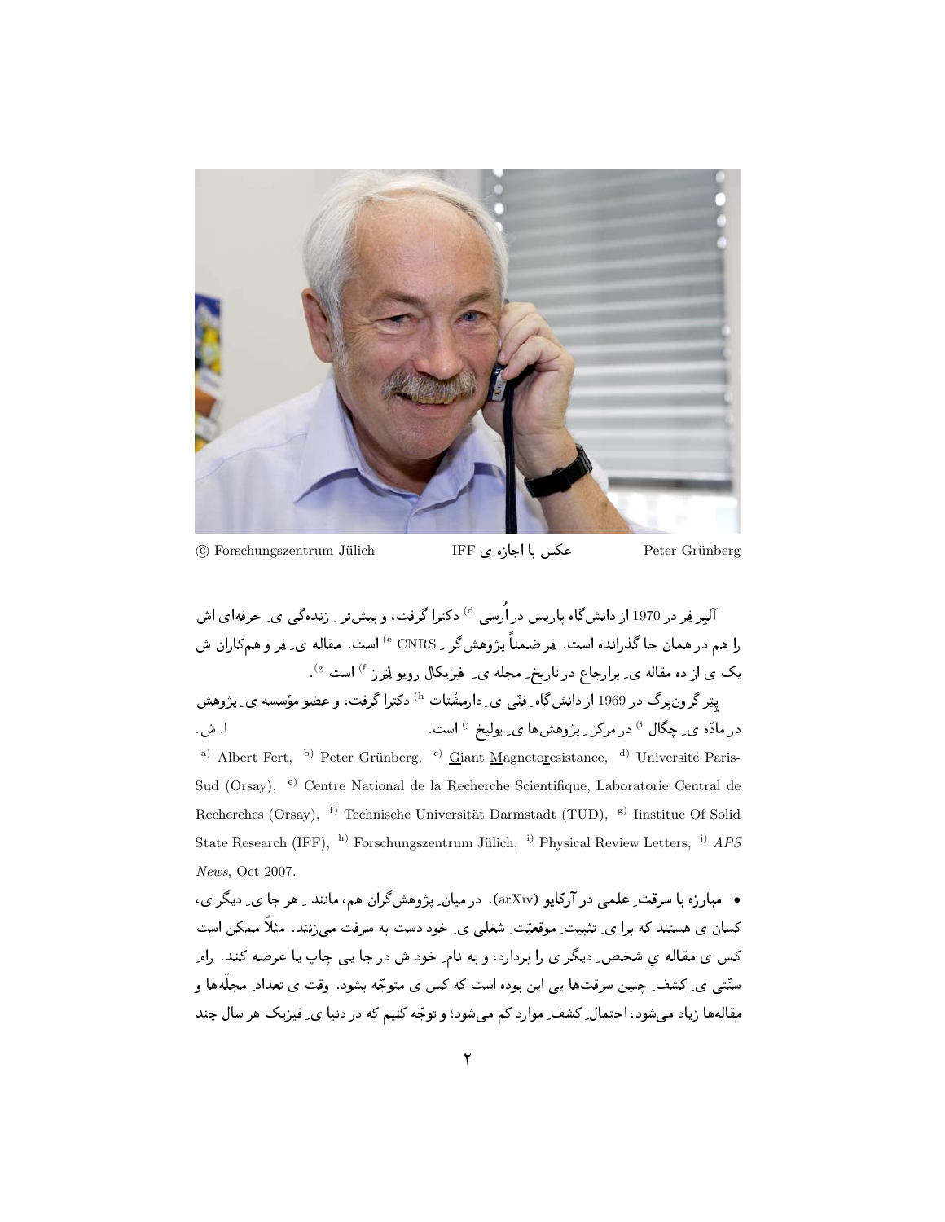© Forschungszentrum Jülich عکس با اجازه ی IFF Peter Grünberg

آلبر فِر در 1970 از دانش‌گاه پاریس در اُرسی [d] دکترا گرفت، و بیش‌تر ِ زنده‌گی ی ِ حرفه‌ای اش را هم در همان جا گذرانده است. فِر ضمناً پژوهش‌گر ِ CNRS [e] است. مقاله ی ِ فر و هم‌کاران ش یک ی از ده مقاله ی ِ پرارجاع در تاریخ ِ مجله ی ِ فیزیکال رویو لِترز [f] است [g].

پیتر گرون‌برگ در 1969 از دانش‌گاه ِ فنّی ی ِ دارمشْتات [h] دکترا گرفت، و عضو مؤسسه ی ِ پژوهش در مادّه ی ِ چگال [i] در مرکز ِ پژوهش‌ها ی ِ یولیخ [j] است. ا. ش.

[a] Albert Fert, [b] Peter Grünberg, [c] Giant Magnetoresistance, [d] Université Paris-Sud (Orsay), [e] Centre National de la Recherche Scientifique, Laboratorie Central de Recherches (Orsay), [f] Technische Universität Darmstadt (TUD), [g] Iinstitue Of Solid State Research (IFF), [h] Forschungszentrum Jülich, [i] Physical Review Letters, [j] *APS News*, Oct 2007.

- **مبارزه با سرقت ِ علمی در آرکایو** (arXiv). در میان ِ پژوهش‌گران هم، مانند ِ هر جا ی ِ دیگر ی، کسان ی هستند که برا ی ِ تثبیت ِ موقعیّت ِ شغلی ی ِ خود دست به سرقت می‌زنند. مثلاً ممکن است کس ی مقاله یِ شخص ِ دیگر ی را بردارد، و به نام ِ خود ش در جا یی چاپ یا عرضه کند. راه ِ سنّتی ی ِ کشف ِ چنین سرقت‌ها یی این بوده است که کس ی متوجّه بشود. وقت ی تعداد ِ مجلّه‌ها و مقاله‌ها زیاد می‌شود، احتمال ِ کشف ِ موارد کم می‌شود؛ و توجّه کنیم که در دنیا ی ِ فیزیک هر سال چند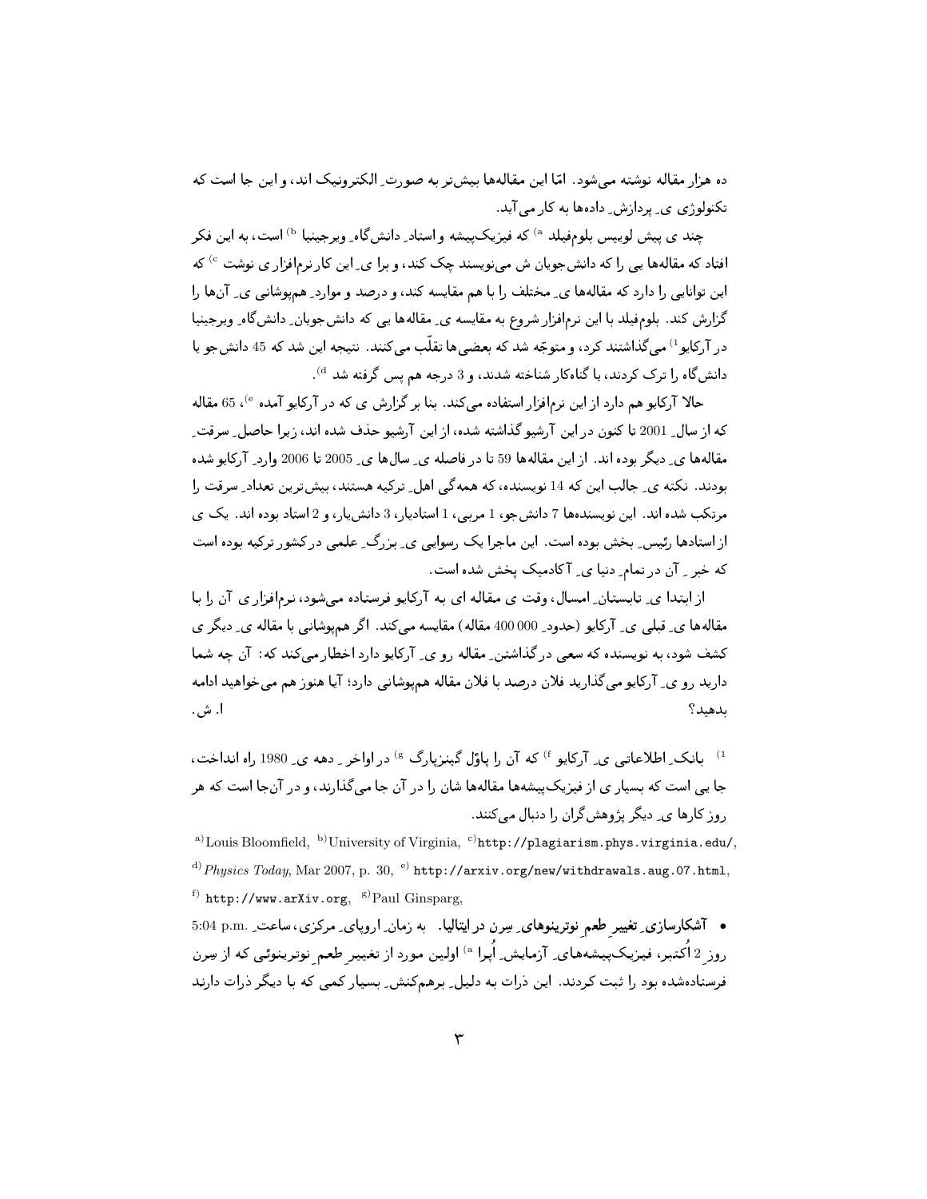ده هزار مقاله نوشته می‌شود. امّا این مقاله‌ها بیش‌تر به صورتِ الکترونیک اند، و این جا است که تکنولوژی یِ پردازشِ داده‌ها به کار می‌آید.

چند ی پیش لوییس بلوم‌فیلد [a] که فیزیک‌پیشه و استادِ دانش‌گاهِ ویرجینیا [b] است، به این فکر افتاد که مقاله‌ها یی را که دانش‌جویان ش می‌نویسند چک کند، و برا یِ این کار نرم‌افزار ی نوشت [c] که این توانایی را دارد که مقاله‌ها یِ مختلف را با هم مقایسه کند، و درصد و مواردِ هم‌پوشانی یِ آن‌ها را گزارش کند. بلوم‌فیلد با این نرم‌افزار شروع به مقایسه یِ مقاله‌ها یی که دانش‌جویانِ دانش‌گاهِ ویرجینیا در آرکایو[1] می‌گذاشتند کرد، و متوجّه شد که بعضی‌ها تقلّب می‌کنند. نتیجه این شد که 45 دانش‌جو یا دانش‌گاه را ترک کردند، یا گناه‌کار شناخته شدند، و 3 درجه هم پس گرفته شد [d].

حالا آرکایو هم دارد از این نرم‌افزار استفاده می‌کند. بنا بر گزارش ی که در آرکایو آمده [e]، 65 مقاله که از سالِ 2001 تا کنون در این آرشیو گذاشته شده، از این آرشیو حذف شده اند، زیرا حاصلِ سرقتِ مقاله‌ها یِ دیگر بوده اند. از این مقاله‌ها 59 تا در فاصله یِ سال‌ها یِ 2005 تا 2006 واردِ آرکایو شده بودند. نکته یِ جالب این که 14 نویسنده، که همه‌گی اهلِ ترکیه هستند، بیش‌ترین تعدادِ سرقت را مرتکب شده اند. این نویسنده‌ها 7 دانش‌جو، 1 مربی، 1 استادیار، 3 دانش‌یار، و 2 استاد بوده اند. یک ی از استادها رئیسِ بخش بوده است. این ماجرا یک رسوایی یِ بزرگِ علمی در کشور ترکیه بوده است که خبرِ آن در تمامِ دنیا یِ آکادمیک پخش شده است.

از ابتدا یِ تابستانِ امسال، وقت ی مقاله ای به آرکایو فرستاده می‌شود، نرم‌افزار ی آن را با مقاله‌ها یِ قبلی یِ آرکایو (حدودِ 400 000 مقاله) مقایسه می‌کند. اگر هم‌پوشانی با مقاله یِ دیگر ی کشف شود، به نویسنده که سعی در گذاشتنِ مقاله رو یِ آرکایو دارد اخطار می‌کند که: آن چه شما دارید رو یِ آرکایو می‌گذارید فلان درصد با فلان مقاله هم‌پوشانی دارد؛ آیا هنوز هم می‌خواهید ادامه بدهید؟ ا. ش.

[1] بانکِ اطلاعاتی یِ آرکایو [f] که آن را پاوْل گینزپارگ [g] در اواخرِ دهه یِ 1980 راه انداخت، جا یی است که بسیار ی از فیزیک‌پیشه‌ها مقاله‌ها شان را در آن جا می‌گذارند، و در آن‌جا است که هر روز کارها یِ دیگر پژوهش‌گران را دنبال می‌کنند.

[a] Louis Bloomfield, [b] University of Virginia, [c] `http://plagiarism.phys.virginia.edu/`, [d] *Physics Today*, Mar 2007, p. 30, [e] `http://arxiv.org/new/withdrawals.aug.07.html`, [f] `http://www.arXiv.org`, [g] Paul Ginsparg,

- **آشکارسازیِ تغییرِ طعمِ نوترینوهایِ سِرن در ایتالیا.** به زمانِ اروپایِ مرکزی، ساعتِ 5:04 p.m. روزِ 2 اُکتبر، فیزیک‌پیشه‌هایِ آزمایشِ اُپرا [a] اولین مورد از تغییرِ طعمِ نوترینوئی که از سِرن فرستاده‌شده بود را ثبت کردند. این ذرات به دلیلِ برهم‌کنشِ بسیار کمی که با دیگر ذرات دارند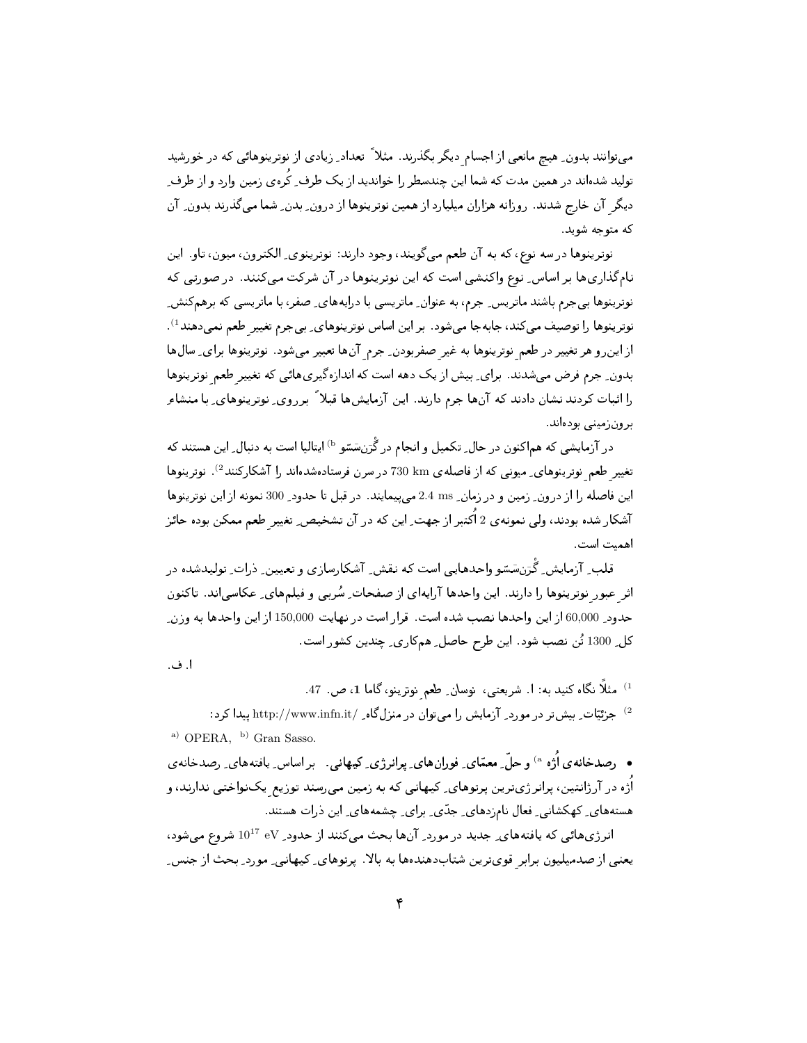می‌توانند بدونِ هیچ مانعی از اجسامِ دیگر بگذرند. مثلاً تعدادِ زیادی از نوترینوهائی که در خورشید تولید شده‌اند در همین مدت که شما این چندسطر را خواندید از یک طرفِ کُره‌ی زمین وارد و از طرفِ دیگرِ آن خارج شدند. روزانه هزاران میلیارد از همین نوترینوها از درونِ بدنِ شما می‌گذرند بدونِ آن که متوجه شوید.

نوترینوها در سه نوع، که به آن طعم می‌گویند، وجود دارند: نوترینوی ِ الکترون، میون، تاو. این نام‌گذاری‌ها بر اساسِ نوع واکنشی است که این نوترینوها در آن شرکت می‌کنند. در صورتی که نوترینوها بی‌جرم باشند ماتریسِ جرم، به عنوانِ ماتریسی با درایه‌های ِ صفر، با ماتریسی که برهم‌کنشِ نوترینوها را توصیف می‌کند، جابه‌جا می‌شود. بر این اساس نوترینوهای ِ بی‌جرم تغییرِ طعم نمی‌دهند[1]. از این‌رو هر تغییر در طعمِ نوترینوها به غیرِ صفربودنِ جرمِ آن‌ها تعبیر می‌شود. نوترینوها برای ِ سال‌ها بدونِ جرم فرض می‌شدند. برای ِ بیش از یک دهه است که اندازه‌گیری‌هائی که تغییرِ طعمِ نوترینوها را اثبات کردند نشان دادند که آن‌ها جرم دارند. این آزمایش‌ها قبلاً برروی ِ نوترینوهای ِ با منشاءِ برون‌زمینی بوده‌اند.

در آزمایشی که هم‌اکنون در حالِ تکمیل و انجام در گُرَن‌سَسّو [b] ایتالیا است به دنبالِ این هستند که تغییرِ طعمِ نوترینوهای ِ میونی که از فاصله‌ی 730 km در سرن فرستاده‌شده‌اند را آشکارکنند[2]. نوترینوها این فاصله را از درونِ زمین و در زمانِ 2.4 ms می‌پیمایند. در قبل تا حدودِ 300 نمونه از این نوترینوها آشکار شده بودند، ولی نمونه‌ی 2 اُکتبر از جهتِ این که در آن تشخیصِ تغییرِ طعم ممکن بوده حائزِ اهمیت است.

قلبِ آزمایشِ گُرَن‌سَسّو واحدهایی است که نقشِ آشکارسازی و تعیینِ ذراتِ تولیدشده در اثرِ عبورِ نوترینوها را دارند. این واحدها آرایه‌ای از صفحاتِ سُربی و فیلم‌های ِ عکاسی‌اند. تاکنون حدودِ 60,000 از این واحدها نصب شده است. قرار است در نهایت 150,000 از این واحدها به وزنِ کلِ 1300 تُن نصب شود. این طرح حاصلِ هم‌کاری ِ چندین کشور است.

ا. ف.

[1] مثلاً نگاه کنید به: ا. شریعتی، نوسانِ طعمِ نوترینو، گاما **1**، ص. 47.

[2] جزئیّاتِ بیش‌تر در موردِ آزمایش را می‌توان در منزل‌گاهِ /http://www.infn.it پیدا کرد:

[a] OPERA, [b] Gran Sasso.

• **رصدخانه‌ی اُژه [a] و حلِّ معمّای ِ فوران‌های ِ پرانرژی ِ کیهانی.** بر اساسِ یافته‌های ِ رصدخانه‌ی اُژه در آرژانتین، پرانرژی‌ترین پرتوهای ِ کیهانی که به زمین می‌رسند توزیعِ یک‌نواختی ندارند، و هسته‌های ِ کهکشانی ِ فعال نام‌زدهای ِ جدّی ِ برای ِ چشمه‌های ِ این ذرات هستند.

انرژی‌هائی که یافته‌های ِ جدید در موردِ آن‌ها بحث می‌کنند از حدودِ $10^{17}$ eV شروع می‌شود، یعنی از صدمیلیون برابرِ قوی‌ترین شتاب‌دهنده‌ها به بالا. پرتوهای ِ کیهانی ِ موردِ بحث از جنسِ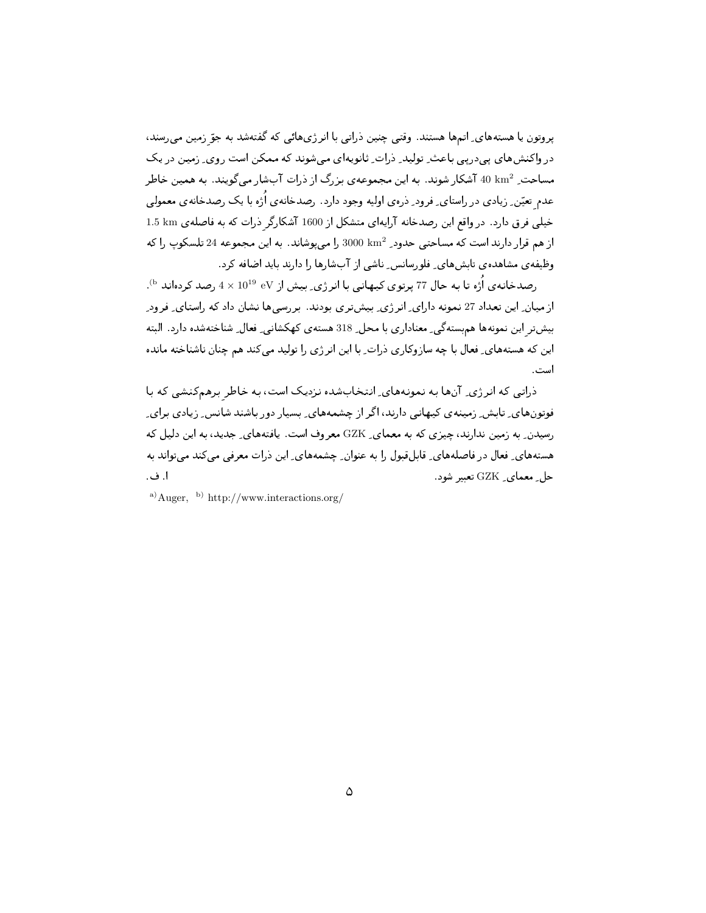پروتون یا هسته‌های ِ اتم‌ها هستند. وقتی چنین ذراتی با انرژی‌هائی که گفته‌شد به جوّ ِ زمین می‌رسند، در واکنش‌های پی‌درپی باعث ِ تولید ِ ذرات ِ ثانویه‌ای می‌شوند که ممکن است روی ِ زمین در یک مساحت ِ $40\ \mathrm{km}^2$ آشکار شوند. به این مجموعه‌ی بزرگ از ذرات آب‌شار می‌گویند. به همین خاطر عدم ِ تعیّن ِ زیادی در راستای ِ فرود ِ ذره‌ی اولیه وجود دارد. رصدخانه‌ی اُژه با یک رصدخانه‌ی معمولی خیلی فرق دارد. در واقع این رصدخانه آرایه‌ای متشکل از 1600 آشکارگر ذرات که به فاصله‌ی $1.5\ \mathrm{km}$ از هم قرار دارند است که مساحتی حدود ِ $3000\ \mathrm{km}^2$ را می‌پوشاند. به این مجموعه 24 تلسکوپ را که وظیفه‌ی مشاهده‌ی تابش‌های ِ فلورسانس ِ ناشی از آب‌شارها را دارند را باید اضافه کرد.

رصدخانه‌ی اُژه تا به حال 77 پرتوی کیهانی با انرژی ِ بیش از $4 \times 10^{19}\ \mathrm{eV}$ رصد کرده‌اند [b]. از میان ِ این تعداد 27 نمونه دارای ِ انرژی ِ بیش‌تری بودند. بررسی‌ها نشان داد که راستای ِ فرود ِ بیش‌تر این نمونه‌ها هم‌بستگی ِ معناداری با محل ِ 318 هسته‌ی کهکشانی ِ فعال ِ شناخته‌شده دارد. البته این که هسته‌های ِ فعال با چه سازوکاری ذرات ِ با این انرژی را تولید می‌کند هم چنان ناشناخته مانده است.

ذراتی که انرژی ِ آن‌ها به نمونه‌های ِ انتخاب‌شده نزدیک است، به خاطر ِ برهم‌کنشی که با فوتون‌های ِ تابش ِ زمینه‌ی کیهانی دارند، اگر از چشمه‌های ِ بسیار دور باشند شانس ِ زیادی برای ِ رسیدن ِ به زمین ندارند، چیزی که به معمای ِ GZK معروف است. یافته‌های ِ جدید، به این دلیل که هسته‌های ِ فعال در فاصله‌های ِ قابل‌قبول را به عنوان ِ چشمه‌های ِ این ذرات معرفی می‌کند می‌تواند به حل ِ معمای ِ GZK تعبیر شود.

ا. ف.

[a] Auger, [b] http://www.interactions.org/